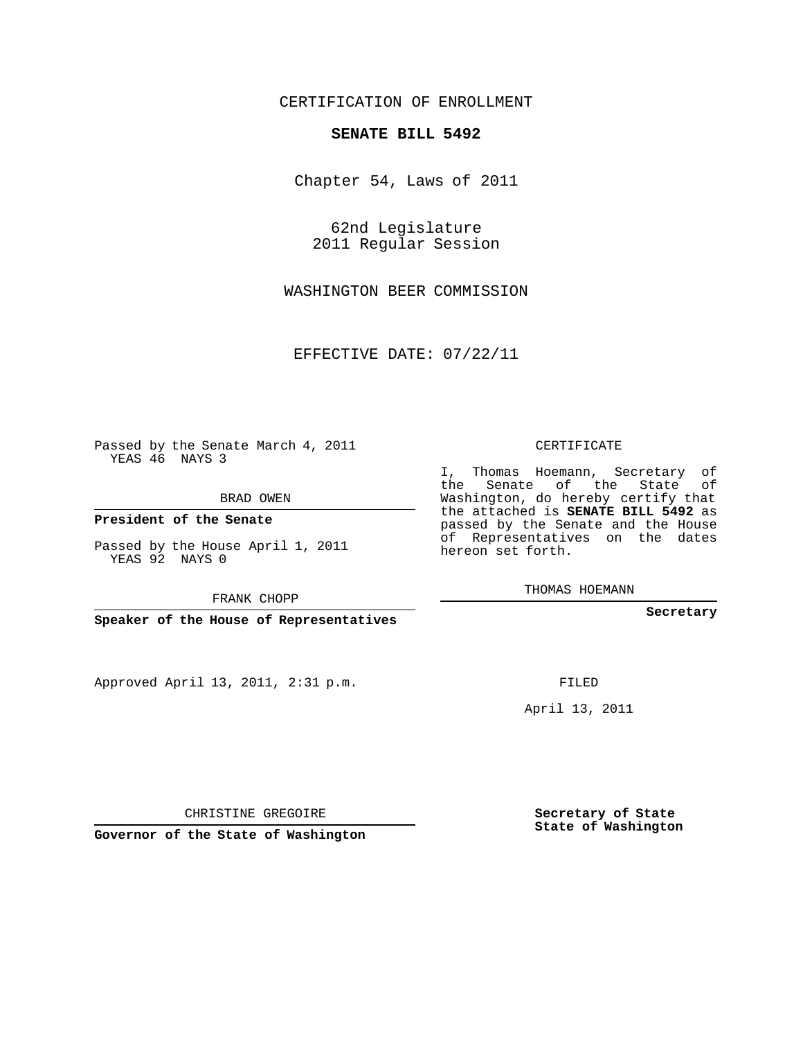CERTIFICATION OF ENROLLMENT

**SENATE BILL 5492**

Chapter 54, Laws of 2011

62nd Legislature
2011 Regular Session

WASHINGTON BEER COMMISSION

EFFECTIVE DATE: 07/22/11

Passed by the Senate March 4, 2011
YEAS 46 NAYS 3

BRAD OWEN

**President of the Senate**

Passed by the House April 1, 2011
YEAS 92 NAYS 0

FRANK CHOPP

**Speaker of the House of Representatives**

CERTIFICATE

I, Thomas Hoemann, Secretary of the Senate of the State of Washington, do hereby certify that the attached is **SENATE BILL 5492** as passed by the Senate and the House of Representatives on the dates hereon set forth.

THOMAS HOEMANN

**Secretary**

Approved April 13, 2011, 2:31 p.m.

FILED

April 13, 2011

CHRISTINE GREGOIRE

**Governor of the State of Washington**

**Secretary of State**
**State of Washington**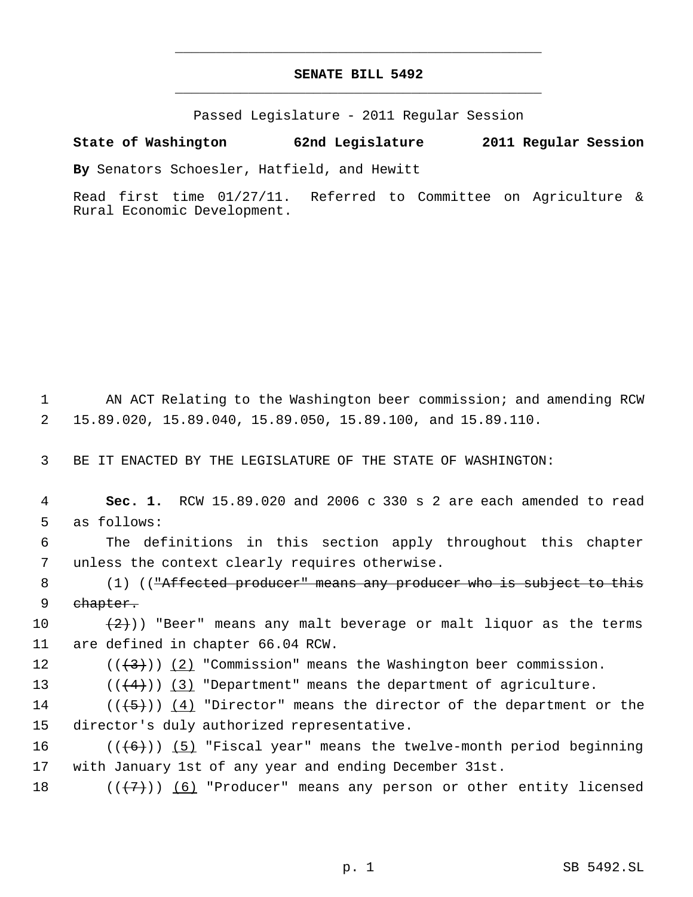**SENATE BILL 5492**

Passed Legislature - 2011 Regular Session

**State of Washington 62nd Legislature 2011 Regular Session**

**By** Senators Schoesler, Hatfield, and Hewitt

Read first time 01/27/11. Referred to Committee on Agriculture & Rural Economic Development.

1 AN ACT Relating to the Washington beer commission; and amending RCW 2 15.89.020, 15.89.040, 15.89.050, 15.89.100, and 15.89.110.

3 BE IT ENACTED BY THE LEGISLATURE OF THE STATE OF WASHINGTON:

4 **Sec. 1.** RCW 15.89.020 and 2006 c 330 s 2 are each amended to read 5 as follows:

6 The definitions in this section apply throughout this chapter 7 unless the context clearly requires otherwise.

8 (1) ((~~"Affected producer" means any producer who is subject to this~~ 9 ~~chapter.~~

10 ~~(2)~~)) "Beer" means any malt beverage or malt liquor as the terms 11 are defined in chapter 66.04 RCW.

12 ((~~(3)~~)) <u>(2)</u> "Commission" means the Washington beer commission.

13 ((~~(4)~~)) <u>(3)</u> "Department" means the department of agriculture.

14 ((~~(5)~~)) <u>(4)</u> "Director" means the director of the department or the 15 director's duly authorized representative.

16 ((~~(6)~~)) <u>(5)</u> "Fiscal year" means the twelve-month period beginning 17 with January 1st of any year and ending December 31st.

18 ((~~(7)~~)) <u>(6)</u> "Producer" means any person or other entity licensed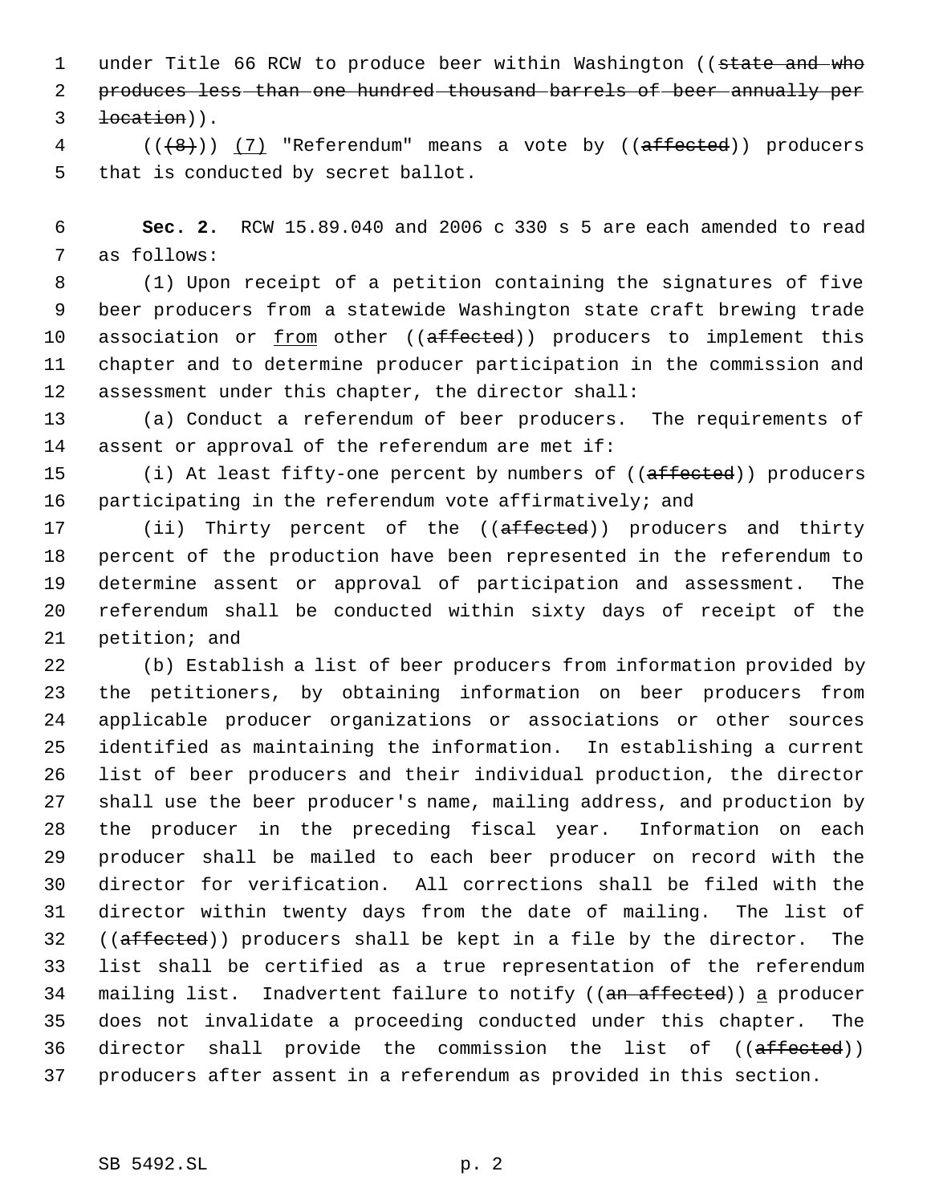under Title 66 RCW to produce beer within Washington ((~~state and who produces less than one hundred thousand barrels of beer annually per location~~)).

((~~(8)~~)) (7) "Referendum" means a vote by ((~~affected~~)) producers that is conducted by secret ballot.

**Sec. 2.** RCW 15.89.040 and 2006 c 330 s 5 are each amended to read as follows:

(1) Upon receipt of a petition containing the signatures of five beer producers from a statewide Washington state craft brewing trade association or from other ((~~affected~~)) producers to implement this chapter and to determine producer participation in the commission and assessment under this chapter, the director shall:

(a) Conduct a referendum of beer producers. The requirements of assent or approval of the referendum are met if:

(i) At least fifty-one percent by numbers of ((~~affected~~)) producers participating in the referendum vote affirmatively; and

(ii) Thirty percent of the ((~~affected~~)) producers and thirty percent of the production have been represented in the referendum to determine assent or approval of participation and assessment. The referendum shall be conducted within sixty days of receipt of the petition; and

(b) Establish a list of beer producers from information provided by the petitioners, by obtaining information on beer producers from applicable producer organizations or associations or other sources identified as maintaining the information. In establishing a current list of beer producers and their individual production, the director shall use the beer producer's name, mailing address, and production by the producer in the preceding fiscal year. Information on each producer shall be mailed to each beer producer on record with the director for verification. All corrections shall be filed with the director within twenty days from the date of mailing. The list of ((~~affected~~)) producers shall be kept in a file by the director. The list shall be certified as a true representation of the referendum mailing list. Inadvertent failure to notify ((~~an affected~~)) a producer does not invalidate a proceeding conducted under this chapter. The director shall provide the commission the list of ((~~affected~~)) producers after assent in a referendum as provided in this section.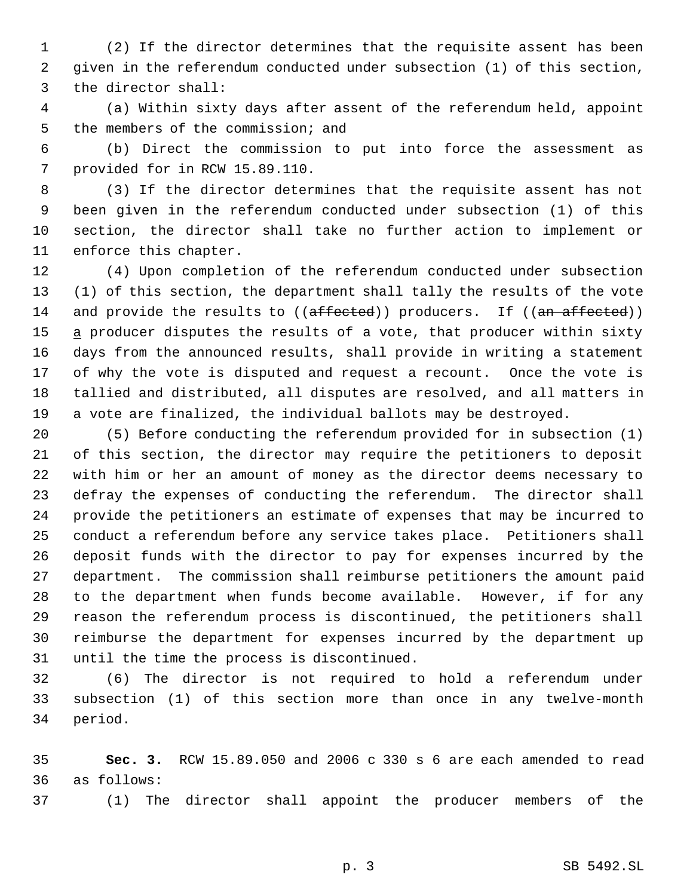(2) If the director determines that the requisite assent has been given in the referendum conducted under subsection (1) of this section, the director shall:

(a) Within sixty days after assent of the referendum held, appoint the members of the commission; and

(b) Direct the commission to put into force the assessment as provided for in RCW 15.89.110.

(3) If the director determines that the requisite assent has not been given in the referendum conducted under subsection (1) of this section, the director shall take no further action to implement or enforce this chapter.

(4) Upon completion of the referendum conducted under subsection (1) of this section, the department shall tally the results of the vote and provide the results to ((~~affected~~)) producers. If ((~~an affected~~)) a producer disputes the results of a vote, that producer within sixty days from the announced results, shall provide in writing a statement of why the vote is disputed and request a recount. Once the vote is tallied and distributed, all disputes are resolved, and all matters in a vote are finalized, the individual ballots may be destroyed.

(5) Before conducting the referendum provided for in subsection (1) of this section, the director may require the petitioners to deposit with him or her an amount of money as the director deems necessary to defray the expenses of conducting the referendum. The director shall provide the petitioners an estimate of expenses that may be incurred to conduct a referendum before any service takes place. Petitioners shall deposit funds with the director to pay for expenses incurred by the department. The commission shall reimburse petitioners the amount paid to the department when funds become available. However, if for any reason the referendum process is discontinued, the petitioners shall reimburse the department for expenses incurred by the department up until the time the process is discontinued.

(6) The director is not required to hold a referendum under subsection (1) of this section more than once in any twelve-month period.

**Sec. 3.** RCW 15.89.050 and 2006 c 330 s 6 are each amended to read as follows:

(1) The director shall appoint the producer members of the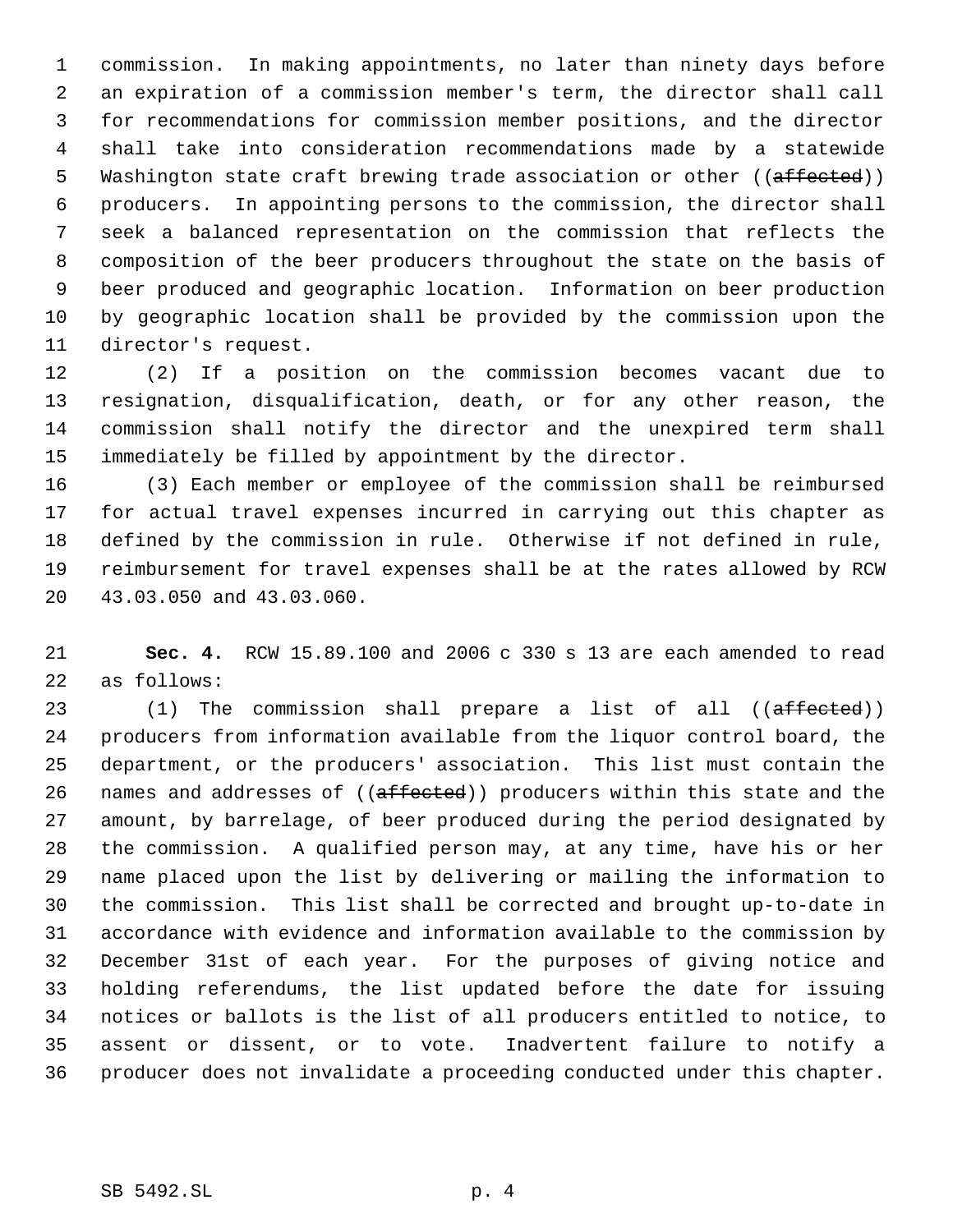commission. In making appointments, no later than ninety days before an expiration of a commission member's term, the director shall call for recommendations for commission member positions, and the director shall take into consideration recommendations made by a statewide Washington state craft brewing trade association or other ((~~affected~~)) producers. In appointing persons to the commission, the director shall seek a balanced representation on the commission that reflects the composition of the beer producers throughout the state on the basis of beer produced and geographic location. Information on beer production by geographic location shall be provided by the commission upon the director's request.

(2) If a position on the commission becomes vacant due to resignation, disqualification, death, or for any other reason, the commission shall notify the director and the unexpired term shall immediately be filled by appointment by the director.

(3) Each member or employee of the commission shall be reimbursed for actual travel expenses incurred in carrying out this chapter as defined by the commission in rule. Otherwise if not defined in rule, reimbursement for travel expenses shall be at the rates allowed by RCW 43.03.050 and 43.03.060.

**Sec. 4.** RCW 15.89.100 and 2006 c 330 s 13 are each amended to read as follows:

(1) The commission shall prepare a list of all ((~~affected~~)) producers from information available from the liquor control board, the department, or the producers' association. This list must contain the names and addresses of ((~~affected~~)) producers within this state and the amount, by barrelage, of beer produced during the period designated by the commission. A qualified person may, at any time, have his or her name placed upon the list by delivering or mailing the information to the commission. This list shall be corrected and brought up-to-date in accordance with evidence and information available to the commission by December 31st of each year. For the purposes of giving notice and holding referendums, the list updated before the date for issuing notices or ballots is the list of all producers entitled to notice, to assent or dissent, or to vote. Inadvertent failure to notify a producer does not invalidate a proceeding conducted under this chapter.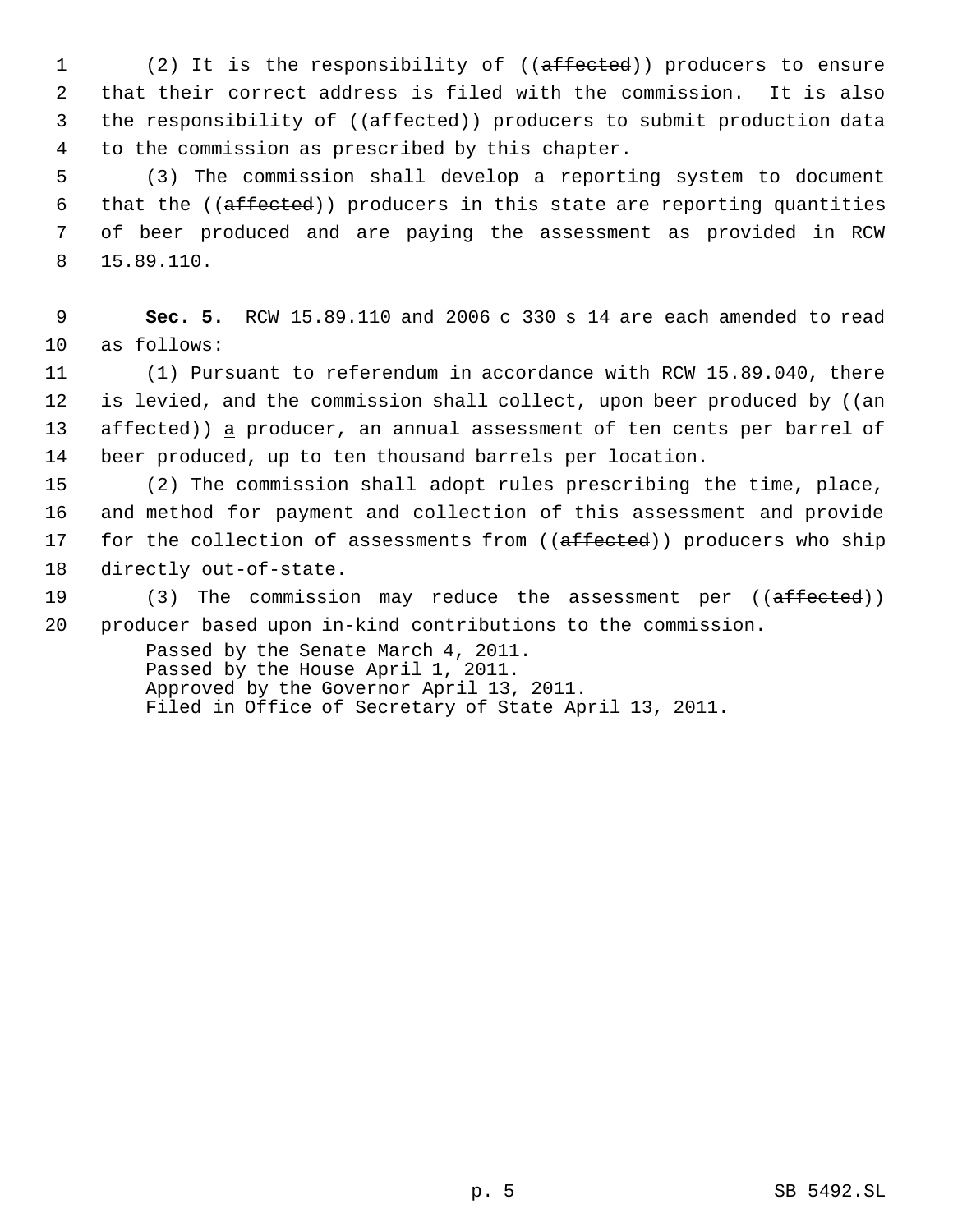(2) It is the responsibility of ((~~affected~~)) producers to ensure that their correct address is filed with the commission. It is also the responsibility of ((~~affected~~)) producers to submit production data to the commission as prescribed by this chapter.

(3) The commission shall develop a reporting system to document that the ((~~affected~~)) producers in this state are reporting quantities of beer produced and are paying the assessment as provided in RCW 15.89.110.

**Sec. 5.** RCW 15.89.110 and 2006 c 330 s 14 are each amended to read as follows:

(1) Pursuant to referendum in accordance with RCW 15.89.040, there is levied, and the commission shall collect, upon beer produced by ((~~an affected~~)) <u>a</u> producer, an annual assessment of ten cents per barrel of beer produced, up to ten thousand barrels per location.

(2) The commission shall adopt rules prescribing the time, place, and method for payment and collection of this assessment and provide for the collection of assessments from ((~~affected~~)) producers who ship directly out-of-state.

(3) The commission may reduce the assessment per ((~~affected~~)) producer based upon in-kind contributions to the commission.

Passed by the Senate March 4, 2011.
Passed by the House April 1, 2011.
Approved by the Governor April 13, 2011.
Filed in Office of Secretary of State April 13, 2011.